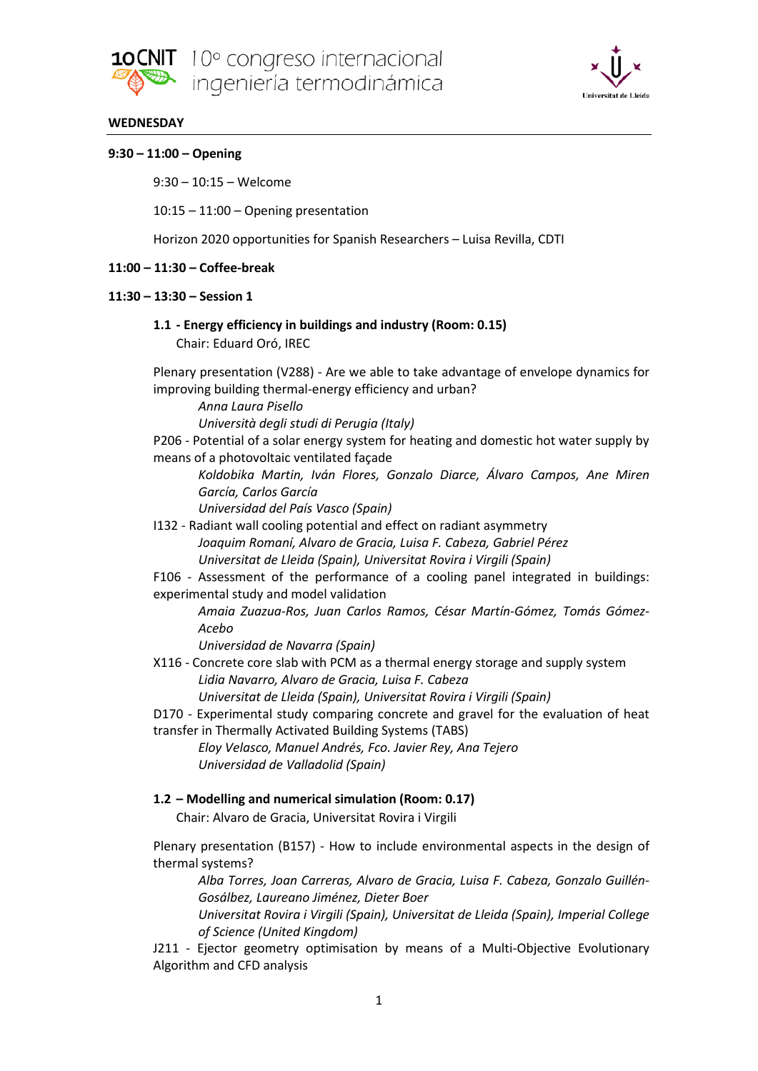**WEDNESDAY**

**9:30 – 11:00 – Opening**

9:30 – 10:15 – Welcome

10:15 – 11:00 – Opening presentation

Horizon 2020 opportunities for Spanish Researchers – Luisa Revilla, CDTI

**11:00 – 11:30 – Coffee-break**

**11:30 – 13:30 – Session 1**

**1.1 - Energy efficiency in buildings and industry (Room: 0.15)**
Chair: Eduard Oró, IREC

Plenary presentation (V288) - Are we able to take advantage of envelope dynamics for improving building thermal-energy efficiency and urban?
*Anna Laura Pisello*
*Università degli studi di Perugia (Italy)*

P206 - Potential of a solar energy system for heating and domestic hot water supply by means of a photovoltaic ventilated façade
*Koldobika Martin, Iván Flores, Gonzalo Diarce, Álvaro Campos, Ane Miren García, Carlos García*
*Universidad del País Vasco (Spain)*

I132 - Radiant wall cooling potential and effect on radiant asymmetry
*Joaquim Romaní, Alvaro de Gracia, Luisa F. Cabeza, Gabriel Pérez*
*Universitat de Lleida (Spain), Universitat Rovira i Virgili (Spain)*

F106 - Assessment of the performance of a cooling panel integrated in buildings: experimental study and model validation
*Amaia Zuazua-Ros, Juan Carlos Ramos, César Martín-Gómez, Tomás Gómez-Acebo*
*Universidad de Navarra (Spain)*

X116 - Concrete core slab with PCM as a thermal energy storage and supply system
*Lidia Navarro, Alvaro de Gracia, Luisa F. Cabeza*
*Universitat de Lleida (Spain), Universitat Rovira i Virgili (Spain)*

D170 - Experimental study comparing concrete and gravel for the evaluation of heat transfer in Thermally Activated Building Systems (TABS)
*Eloy Velasco, Manuel Andrés, Fco. Javier Rey, Ana Tejero*
*Universidad de Valladolid (Spain)*

**1.2 – Modelling and numerical simulation (Room: 0.17)**
Chair: Alvaro de Gracia, Universitat Rovira i Virgili

Plenary presentation (B157) - How to include environmental aspects in the design of thermal systems?
*Alba Torres, Joan Carreras, Alvaro de Gracia, Luisa F. Cabeza, Gonzalo Guillén-Gosálbez, Laureano Jiménez, Dieter Boer*
*Universitat Rovira i Virgili (Spain), Universitat de Lleida (Spain), Imperial College of Science (United Kingdom)*

J211 - Ejector geometry optimisation by means of a Multi-Objective Evolutionary Algorithm and CFD analysis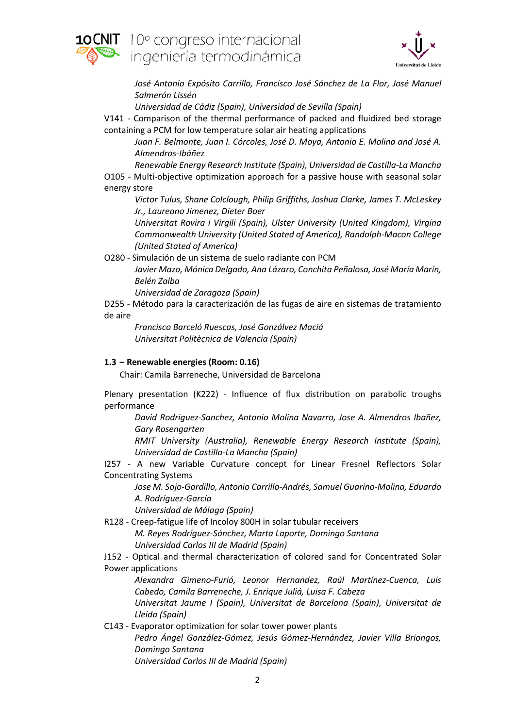*José Antonio Expósito Carrillo, Francisco José Sánchez de La Flor, José Manuel Salmerón Lissén*
*Universidad de Cádiz (Spain), Universidad de Sevilla (Spain)*

V141 - Comparison of the thermal performance of packed and fluidized bed storage containing a PCM for low temperature solar air heating applications

*Juan F. Belmonte, Juan I. Córcoles, José D. Moya, Antonio E. Molina and José A. Almendros-Ibáñez*
*Renewable Energy Research Institute (Spain), Universidad de Castilla-La Mancha*

O105 - Multi-objective optimization approach for a passive house with seasonal solar energy store

*Victor Tulus, Shane Colclough, Philip Griffiths, Joshua Clarke, James T. McLeskey Jr., Laureano Jimenez, Dieter Boer*
*Universitat Rovira i Virgili (Spain), Ulster University (United Kingdom), Virgina Commonwealth University (United Stated of America), Randolph-Macon College (United Stated of America)*

O280 - Simulación de un sistema de suelo radiante con PCM

*Javier Mazo, Mónica Delgado, Ana Lázaro, Conchita Peñalosa, José María Marín, Belén Zalba*
*Universidad de Zaragoza (Spain)*

D255 - Método para la caracterización de las fugas de aire en sistemas de tratamiento de aire

*Francisco Barceló Ruescas, José Gonzálvez Maciá*
*Universitat Politècnica de Valencia (Spain)*

**1.3 – Renewable energies (Room: 0.16)**

Chair: Camila Barreneche, Universidad de Barcelona

Plenary presentation (K222) - Influence of flux distribution on parabolic troughs performance

*David Rodriguez-Sanchez, Antonio Molina Navarro, Jose A. Almendros Ibañez, Gary Rosengarten*
*RMIT University (Australia), Renewable Energy Research Institute (Spain), Universidad de Castilla-La Mancha (Spain)*

I257 - A new Variable Curvature concept for Linear Fresnel Reflectors Solar Concentrating Systems

*Jose M. Sojo-Gordillo, Antonio Carrillo-Andrés, Samuel Guarino-Molina, Eduardo A. Rodríguez-García*
*Universidad de Málaga (Spain)*

R128 - Creep-fatigue life of Incoloy 800H in solar tubular receivers

*M. Reyes Rodríguez-Sánchez, Marta Laporte, Domingo Santana*
*Universidad Carlos III de Madrid (Spain)*

J152 - Optical and thermal characterization of colored sand for Concentrated Solar Power applications

*Alexandra Gimeno-Furió, Leonor Hernandez, Raúl Martínez-Cuenca, Luis Cabedo, Camila Barreneche, J. Enrique Juliá, Luisa F. Cabeza*
*Universitat Jaume I (Spain), Universitat de Barcelona (Spain), Universitat de Lleida (Spain)*

C143 - Evaporator optimization for solar tower power plants

*Pedro Ángel González-Gómez, Jesús Gómez-Hernández, Javier Villa Briongos, Domingo Santana*
*Universidad Carlos III de Madrid (Spain)*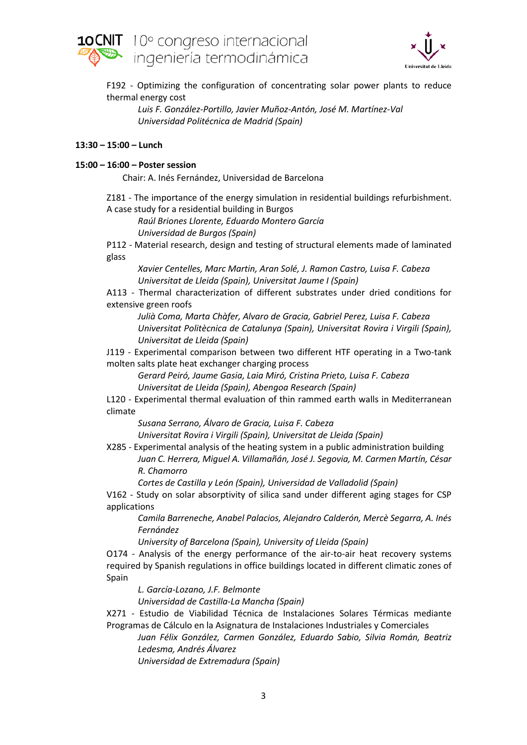F192 - Optimizing the configuration of concentrating solar power plants to reduce thermal energy cost

*Luis F. González-Portillo, Javier Muñoz-Antón, José M. Martínez-Val*
*Universidad Politécnica de Madrid (Spain)*

**13:30 – 15:00 – Lunch**

**15:00 – 16:00 – Poster session**

Chair: A. Inés Fernández, Universidad de Barcelona

Z181 - The importance of the energy simulation in residential buildings refurbishment. A case study for a residential building in Burgos

*Raúl Briones Llorente, Eduardo Montero García*
*Universidad de Burgos (Spain)*

P112 - Material research, design and testing of structural elements made of laminated glass

*Xavier Centelles, Marc Martin, Aran Solé, J. Ramon Castro, Luisa F. Cabeza*
*Universitat de Lleida (Spain), Universitat Jaume I (Spain)*

A113 - Thermal characterization of different substrates under dried conditions for extensive green roofs

*Julià Coma, Marta Chàfer, Alvaro de Gracia, Gabriel Perez, Luisa F. Cabeza*
*Universitat Politècnica de Catalunya (Spain), Universitat Rovira i Virgili (Spain), Universitat de Lleida (Spain)*

J119 - Experimental comparison between two different HTF operating in a Two-tank molten salts plate heat exchanger charging process

*Gerard Peiró, Jaume Gasia, Laia Miró, Cristina Prieto, Luisa F. Cabeza*
*Universitat de Lleida (Spain), Abengoa Research (Spain)*

L120 - Experimental thermal evaluation of thin rammed earth walls in Mediterranean climate

*Susana Serrano, Álvaro de Gracia, Luisa F. Cabeza*
*Universitat Rovira i Virgili (Spain), Universitat de Lleida (Spain)*

X285 - Experimental analysis of the heating system in a public administration building

*Juan C. Herrera, Miguel A. Villamañán, José J. Segovia, M. Carmen Martín, César R. Chamorro*
*Cortes de Castilla y León (Spain), Universidad de Valladolid (Spain)*

V162 - Study on solar absorptivity of silica sand under different aging stages for CSP applications

*Camila Barreneche, Anabel Palacios, Alejandro Calderón, Mercè Segarra, A. Inés Fernández*
*University of Barcelona (Spain), University of Lleida (Spain)*

O174 - Analysis of the energy performance of the air-to-air heat recovery systems required by Spanish regulations in office buildings located in different climatic zones of Spain

*L. García-Lozano, J.F. Belmonte*
*Universidad de Castilla-La Mancha (Spain)*

X271 - Estudio de Viabilidad Técnica de Instalaciones Solares Térmicas mediante Programas de Cálculo en la Asignatura de Instalaciones Industriales y Comerciales

*Juan Félix González, Carmen González, Eduardo Sabio, Silvia Román, Beatriz Ledesma, Andrés Álvarez*
*Universidad de Extremadura (Spain)*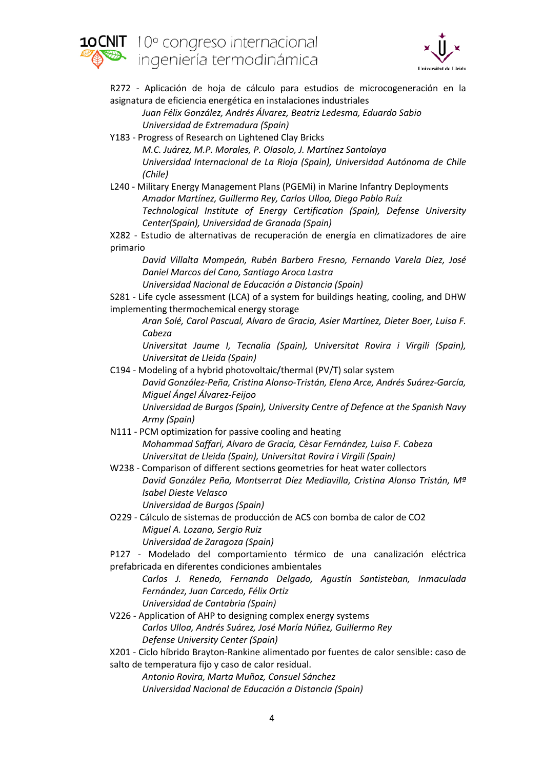R272 - Aplicación de hoja de cálculo para estudios de microcogeneración en la asignatura de eficiencia energética en instalaciones industriales

*Juan Félix González, Andrés Álvarez, Beatriz Ledesma, Eduardo Sabio*
*Universidad de Extremadura (Spain)*

Y183 - Progress of Research on Lightened Clay Bricks

*M.C. Juárez, M.P. Morales, P. Olasolo, J. Martínez Santolaya*
*Universidad Internacional de La Rioja (Spain), Universidad Autónoma de Chile (Chile)*

L240 - Military Energy Management Plans (PGEMi) in Marine Infantry Deployments

*Amador Martínez, Guillermo Rey, Carlos Ulloa, Diego Pablo Ruíz*
*Technological Institute of Energy Certification (Spain), Defense University Center(Spain), Universidad de Granada (Spain)*

X282 - Estudio de alternativas de recuperación de energía en climatizadores de aire primario

*David Villalta Mompeán, Rubén Barbero Fresno, Fernando Varela Díez, José Daniel Marcos del Cano, Santiago Aroca Lastra*
*Universidad Nacional de Educación a Distancia (Spain)*

S281 - Life cycle assessment (LCA) of a system for buildings heating, cooling, and DHW implementing thermochemical energy storage

*Aran Solé, Carol Pascual, Alvaro de Gracia, Asier Martínez, Dieter Boer, Luisa F. Cabeza*
*Universitat Jaume I, Tecnalia (Spain), Universitat Rovira i Virgili (Spain), Universitat de Lleida (Spain)*

C194 - Modeling of a hybrid photovoltaic/thermal (PV/T) solar system

*David González-Peña, Cristina Alonso-Tristán, Elena Arce, Andrés Suárez-García, Miguel Ángel Álvarez-Feijoo*
*Universidad de Burgos (Spain), University Centre of Defence at the Spanish Navy Army (Spain)*

N111 - PCM optimization for passive cooling and heating

*Mohammad Saffari, Alvaro de Gracia, Cèsar Fernández, Luisa F. Cabeza*
*Universitat de Lleida (Spain), Universitat Rovira i Virgili (Spain)*

W238 - Comparison of different sections geometries for heat water collectors

*David González Peña, Montserrat Díez Mediavilla, Cristina Alonso Tristán, Mª Isabel Dieste Velasco*
*Universidad de Burgos (Spain)*

O229 - Cálculo de sistemas de producción de ACS con bomba de calor de CO2

*Miguel A. Lozano, Sergio Ruiz*
*Universidad de Zaragoza (Spain)*

P127 - Modelado del comportamiento térmico de una canalización eléctrica prefabricada en diferentes condiciones ambientales

*Carlos J. Renedo, Fernando Delgado, Agustín Santisteban, Inmaculada Fernández, Juan Carcedo, Félix Ortiz*
*Universidad de Cantabria (Spain)*

V226 - Application of AHP to designing complex energy systems

*Carlos Ulloa, Andrés Suárez, José María Núñez, Guillermo Rey*
*Defense University Center (Spain)*

X201 - Ciclo híbrido Brayton-Rankine alimentado por fuentes de calor sensible: caso de salto de temperatura fijo y caso de calor residual.

*Antonio Rovira, Marta Muñoz, Consuel Sánchez*
*Universidad Nacional de Educación a Distancia (Spain)*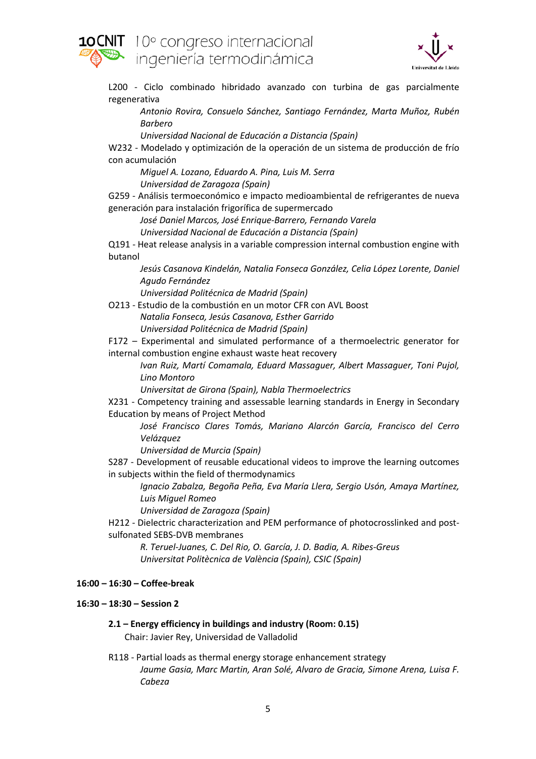L200 - Ciclo combinado hibridado avanzado con turbina de gas parcialmente regenerativa

*Antonio Rovira, Consuelo Sánchez, Santiago Fernández, Marta Muñoz, Rubén Barbero*

*Universidad Nacional de Educación a Distancia (Spain)*

W232 - Modelado y optimización de la operación de un sistema de producción de frío con acumulación

*Miguel A. Lozano, Eduardo A. Pina, Luis M. Serra*

*Universidad de Zaragoza (Spain)*

G259 - Análisis termoeconómico e impacto medioambiental de refrigerantes de nueva generación para instalación frigorífica de supermercado

*José Daniel Marcos, José Enrique-Barrero, Fernando Varela*

*Universidad Nacional de Educación a Distancia (Spain)*

Q191 - Heat release analysis in a variable compression internal combustion engine with butanol

*Jesús Casanova Kindelán, Natalia Fonseca González, Celia López Lorente, Daniel Agudo Fernández*

*Universidad Politécnica de Madrid (Spain)*

O213 - Estudio de la combustión en un motor CFR con AVL Boost

*Natalia Fonseca, Jesús Casanova, Esther Garrido*

*Universidad Politécnica de Madrid (Spain)*

F172 – Experimental and simulated performance of a thermoelectric generator for internal combustion engine exhaust waste heat recovery

*Ivan Ruiz, Martí Comamala, Eduard Massaguer, Albert Massaguer, Toni Pujol, Lino Montoro*

*Universitat de Girona (Spain), Nabla Thermoelectrics*

X231 - Competency training and assessable learning standards in Energy in Secondary Education by means of Project Method

*José Francisco Clares Tomás, Mariano Alarcón García, Francisco del Cerro Velázquez*

*Universidad de Murcia (Spain)*

S287 - Development of reusable educational videos to improve the learning outcomes in subjects within the field of thermodynamics

*Ignacio Zabalza, Begoña Peña, Eva María Llera, Sergio Usón, Amaya Martínez, Luis Miguel Romeo*

*Universidad de Zaragoza (Spain)*

H212 - Dielectric characterization and PEM performance of photocrosslinked and post-sulfonated SEBS-DVB membranes

*R. Teruel-Juanes, C. Del Rio, O. García, J. D. Badia, A. Ribes-Greus*

*Universitat Politècnica de València (Spain), CSIC (Spain)*

**16:00 – 16:30 – Coffee-break**

**16:30 – 18:30 – Session 2**

**2.1 – Energy efficiency in buildings and industry (Room: 0.15)**

Chair: Javier Rey, Universidad de Valladolid

R118 - Partial loads as thermal energy storage enhancement strategy

*Jaume Gasia, Marc Martin, Aran Solé, Alvaro de Gracia, Simone Arena, Luisa F. Cabeza*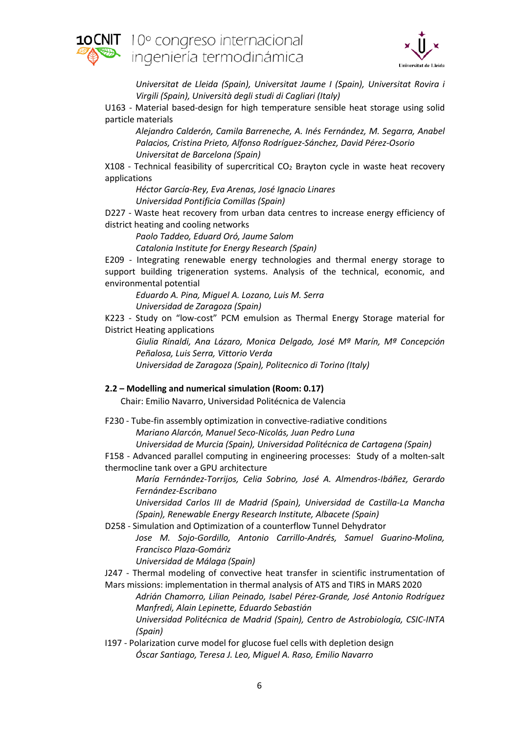*Universitat de Lleida (Spain), Universitat Jaume I (Spain), Universitat Rovira i Virgili (Spain), Università degli studi di Cagliari (Italy)*

U163 - Material based-design for high temperature sensible heat storage using solid particle materials

*Alejandro Calderón, Camila Barreneche, A. Inés Fernández, M. Segarra, Anabel Palacios, Cristina Prieto, Alfonso Rodríguez-Sánchez, David Pérez-Osorio*
*Universitat de Barcelona (Spain)*

X108 - Technical feasibility of supercritical $CO_2$ Brayton cycle in waste heat recovery applications

*Héctor García-Rey, Eva Arenas, José Ignacio Linares*
*Universidad Pontificia Comillas (Spain)*

D227 - Waste heat recovery from urban data centres to increase energy efficiency of district heating and cooling networks

*Paolo Taddeo, Eduard Oró, Jaume Salom*
*Catalonia Institute for Energy Research (Spain)*

E209 - Integrating renewable energy technologies and thermal energy storage to support building trigeneration systems. Analysis of the technical, economic, and environmental potential

*Eduardo A. Pina, Miguel A. Lozano, Luis M. Serra*
*Universidad de Zaragoza (Spain)*

K223 - Study on "low-cost" PCM emulsion as Thermal Energy Storage material for District Heating applications

*Giulia Rinaldi, Ana Lázaro, Monica Delgado, José Mª Marín, Mª Concepción Peñalosa, Luis Serra, Vittorio Verda*
*Universidad de Zaragoza (Spain), Politecnico di Torino (Italy)*

**2.2 – Modelling and numerical simulation (Room: 0.17)**

Chair: Emilio Navarro, Universidad Politécnica de Valencia

F230 - Tube-fin assembly optimization in convective-radiative conditions

*Mariano Alarcón, Manuel Seco-Nicolás, Juan Pedro Luna*
*Universidad de Murcia (Spain), Universidad Politécnica de Cartagena (Spain)*

F158 - Advanced parallel computing in engineering processes: Study of a molten-salt thermocline tank over a GPU architecture

*María Fernández-Torrijos, Celia Sobrino, José A. Almendros-Ibáñez, Gerardo Fernández-Escribano*
*Universidad Carlos III de Madrid (Spain), Universidad de Castilla-La Mancha (Spain), Renewable Energy Research Institute, Albacete (Spain)*

D258 - Simulation and Optimization of a counterflow Tunnel Dehydrator

*Jose M. Sojo-Gordillo, Antonio Carrillo-Andrés, Samuel Guarino-Molina, Francisco Plaza-Gomáriz*
*Universidad de Málaga (Spain)*

J247 - Thermal modeling of convective heat transfer in scientific instrumentation of Mars missions: implementation in thermal analysis of ATS and TIRS in MARS 2020

*Adrián Chamorro, Lilian Peinado, Isabel Pérez-Grande, José Antonio Rodríguez Manfredi, Alain Lepinette, Eduardo Sebastián*
*Universidad Politécnica de Madrid (Spain), Centro de Astrobiología, CSIC-INTA (Spain)*

I197 - Polarization curve model for glucose fuel cells with depletion design

*Óscar Santiago, Teresa J. Leo, Miguel A. Raso, Emilio Navarro*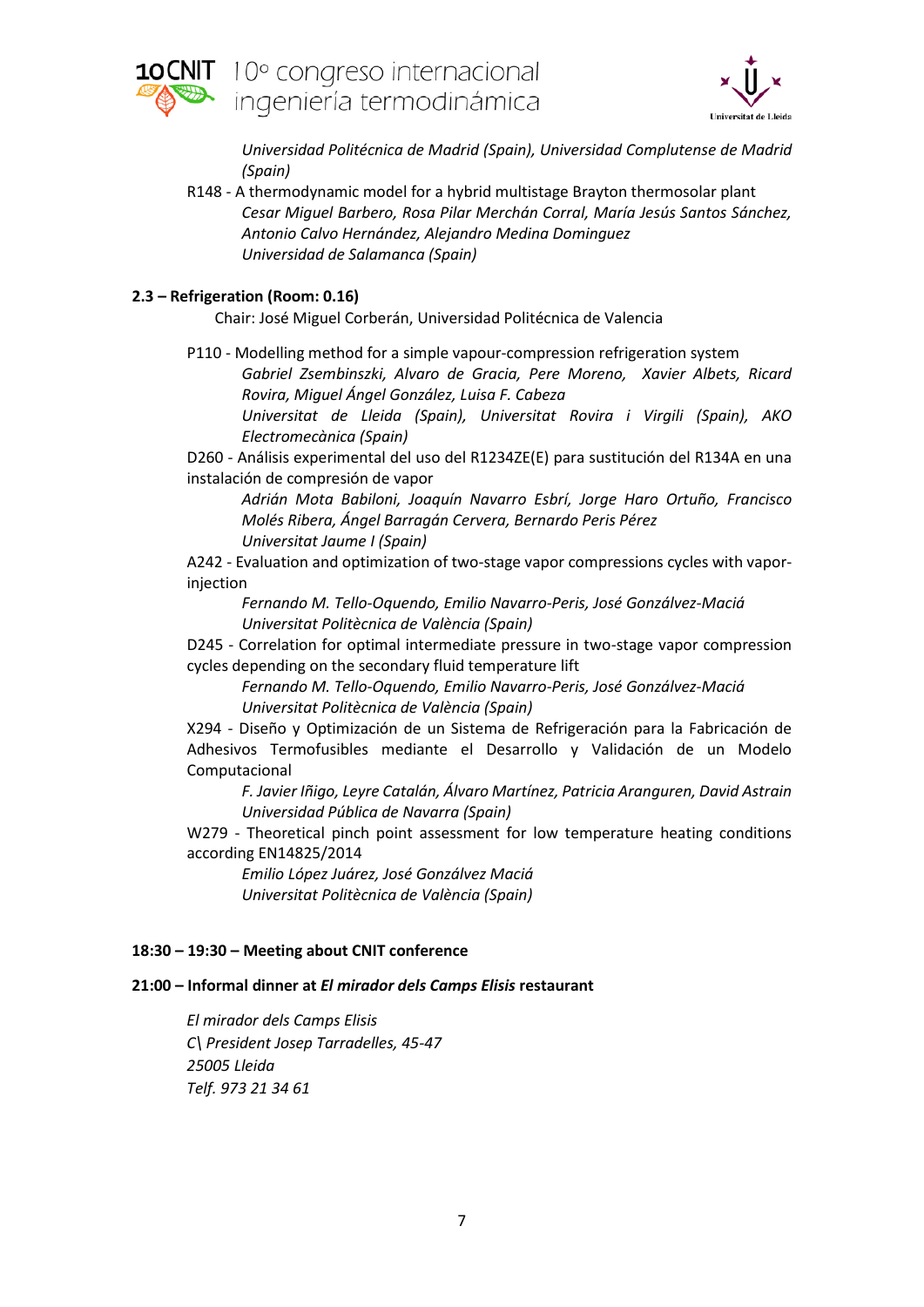*Universidad Politécnica de Madrid (Spain), Universidad Complutense de Madrid (Spain)*

R148 - A thermodynamic model for a hybrid multistage Brayton thermosolar plant
*Cesar Miguel Barbero, Rosa Pilar Merchán Corral, María Jesús Santos Sánchez, Antonio Calvo Hernández, Alejandro Medina Dominguez*
*Universidad de Salamanca (Spain)*

**2.3 – Refrigeration (Room: 0.16)**

Chair: José Miguel Corberán, Universidad Politécnica de Valencia

P110 - Modelling method for a simple vapour-compression refrigeration system
*Gabriel Zsembinszki, Alvaro de Gracia, Pere Moreno, Xavier Albets, Ricard Rovira, Miguel Ángel González, Luisa F. Cabeza*
*Universitat de Lleida (Spain), Universitat Rovira i Virgili (Spain), AKO Electromecànica (Spain)*

D260 - Análisis experimental del uso del R1234ZE(E) para sustitución del R134A en una instalación de compresión de vapor
*Adrián Mota Babiloni, Joaquín Navarro Esbrí, Jorge Haro Ortuño, Francisco Molés Ribera, Ángel Barragán Cervera, Bernardo Peris Pérez*
*Universitat Jaume I (Spain)*

A242 - Evaluation and optimization of two-stage vapor compressions cycles with vapor-injection
*Fernando M. Tello-Oquendo, Emilio Navarro-Peris, José Gonzálvez-Maciá*
*Universitat Politècnica de València (Spain)*

D245 - Correlation for optimal intermediate pressure in two-stage vapor compression cycles depending on the secondary fluid temperature lift
*Fernando M. Tello-Oquendo, Emilio Navarro-Peris, José Gonzálvez-Maciá*
*Universitat Politècnica de València (Spain)*

X294 - Diseño y Optimización de un Sistema de Refrigeración para la Fabricación de Adhesivos Termofusibles mediante el Desarrollo y Validación de un Modelo Computacional
*F. Javier Iñigo, Leyre Catalán, Álvaro Martínez, Patricia Aranguren, David Astrain*
*Universidad Pública de Navarra (Spain)*

W279 - Theoretical pinch point assessment for low temperature heating conditions according EN14825/2014
*Emilio López Juárez, José Gonzálvez Maciá*
*Universitat Politècnica de València (Spain)*

**18:30 – 19:30 – Meeting about CNIT conference**

**21:00 – Informal dinner at *El mirador dels Camps Elisis* restaurant**

*El mirador dels Camps Elisis*
*C\ President Josep Tarradelles, 45-47*
*25005 Lleida*
*Telf. 973 21 34 61*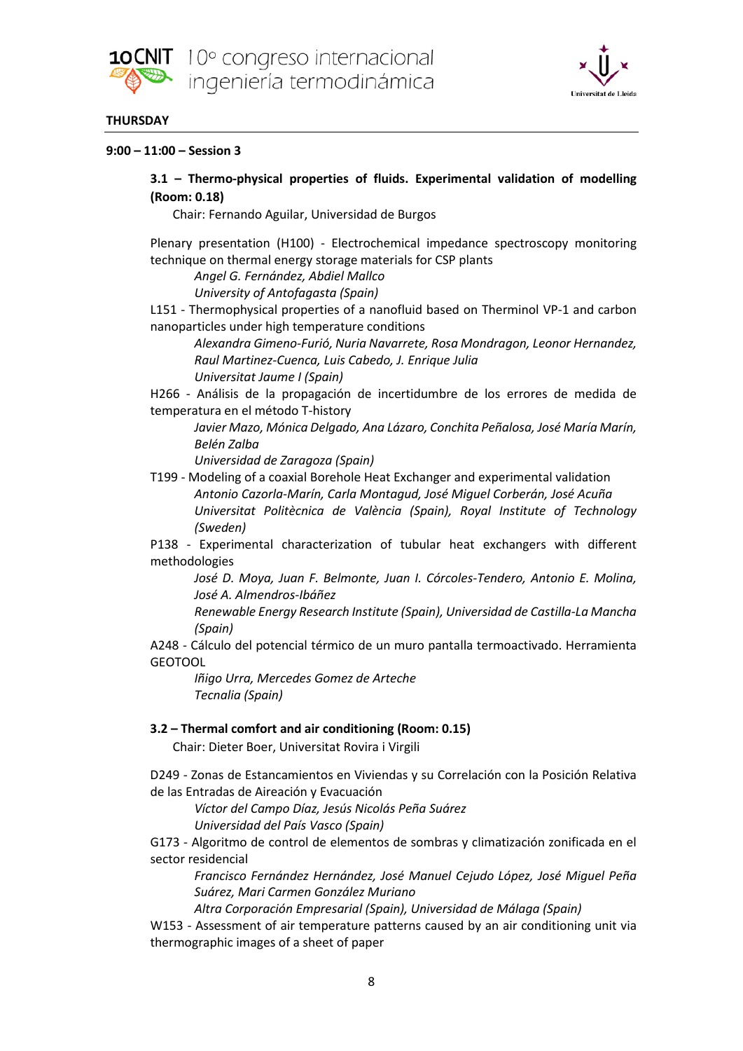## THURSDAY

### 9:00 – 11:00 – Session 3

#### 3.1 – Thermo-physical properties of fluids. Experimental validation of modelling (Room: 0.18)

Chair: Fernando Aguilar, Universidad de Burgos

Plenary presentation (H100) - Electrochemical impedance spectroscopy monitoring technique on thermal energy storage materials for CSP plants

*Angel G. Fernández, Abdiel Mallco*
*University of Antofagasta (Spain)*

L151 - Thermophysical properties of a nanofluid based on Therminol VP-1 and carbon nanoparticles under high temperature conditions

*Alexandra Gimeno-Furió, Nuria Navarrete, Rosa Mondragon, Leonor Hernandez, Raul Martinez-Cuenca, Luis Cabedo, J. Enrique Julia*
*Universitat Jaume I (Spain)*

H266 - Análisis de la propagación de incertidumbre de los errores de medida de temperatura en el método T-history

*Javier Mazo, Mónica Delgado, Ana Lázaro, Conchita Peñalosa, José María Marín, Belén Zalba*
*Universidad de Zaragoza (Spain)*

T199 - Modeling of a coaxial Borehole Heat Exchanger and experimental validation

*Antonio Cazorla-Marín, Carla Montagud, José Miguel Corberán, José Acuña*
*Universitat Politècnica de València (Spain), Royal Institute of Technology (Sweden)*

P138 - Experimental characterization of tubular heat exchangers with different methodologies

*José D. Moya, Juan F. Belmonte, Juan I. Córcoles-Tendero, Antonio E. Molina, José A. Almendros-Ibáñez*
*Renewable Energy Research Institute (Spain), Universidad de Castilla-La Mancha (Spain)*

A248 - Cálculo del potencial térmico de un muro pantalla termoactivado. Herramienta GEOTOOL

*Iñigo Urra, Mercedes Gomez de Arteche*
*Tecnalia (Spain)*

#### 3.2 – Thermal comfort and air conditioning (Room: 0.15)

Chair: Dieter Boer, Universitat Rovira i Virgili

D249 - Zonas de Estancamientos en Viviendas y su Correlación con la Posición Relativa de las Entradas de Aireación y Evacuación

*Víctor del Campo Díaz, Jesús Nicolás Peña Suárez*
*Universidad del País Vasco (Spain)*

G173 - Algoritmo de control de elementos de sombras y climatización zonificada en el sector residencial

*Francisco Fernández Hernández, José Manuel Cejudo López, José Miguel Peña Suárez, Mari Carmen González Muriano*
*Altra Corporación Empresarial (Spain), Universidad de Málaga (Spain)*

W153 - Assessment of air temperature patterns caused by an air conditioning unit via thermographic images of a sheet of paper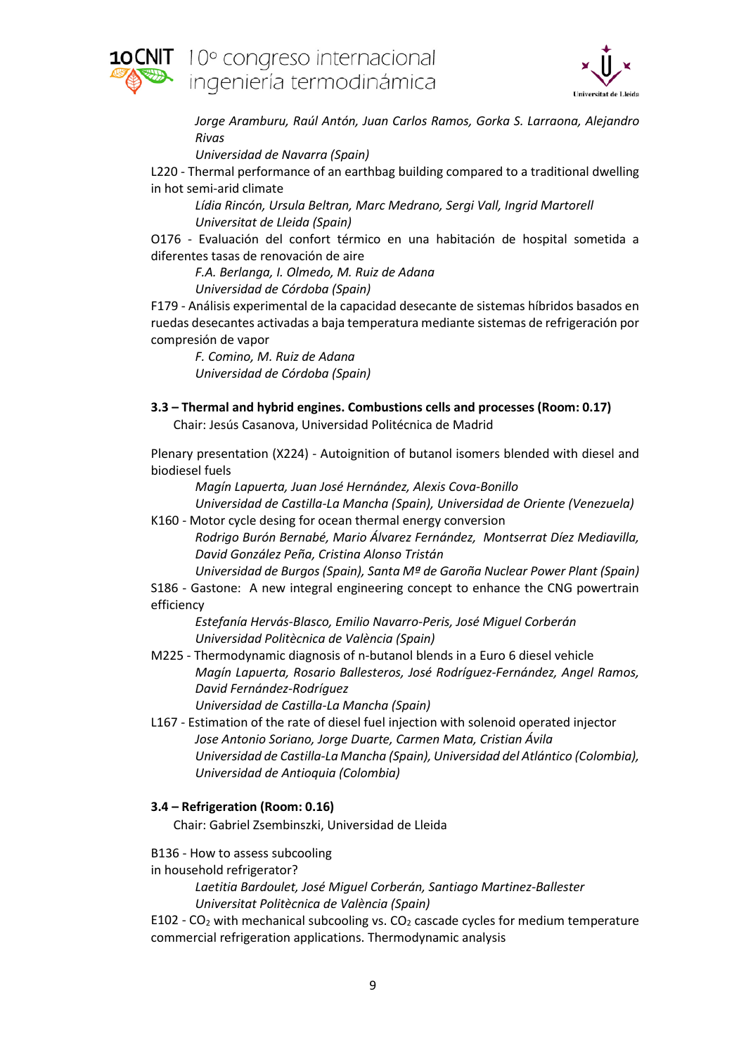*Jorge Aramburu, Raúl Antón, Juan Carlos Ramos, Gorka S. Larraona, Alejandro Rivas*
*Universidad de Navarra (Spain)*

L220 - Thermal performance of an earthbag building compared to a traditional dwelling in hot semi-arid climate

*Lídia Rincón, Ursula Beltran, Marc Medrano, Sergi Vall, Ingrid Martorell*
*Universitat de Lleida (Spain)*

O176 - Evaluación del confort térmico en una habitación de hospital sometida a diferentes tasas de renovación de aire

*F.A. Berlanga, I. Olmedo, M. Ruiz de Adana*
*Universidad de Córdoba (Spain)*

F179 - Análisis experimental de la capacidad desecante de sistemas híbridos basados en ruedas desecantes activadas a baja temperatura mediante sistemas de refrigeración por compresión de vapor

*F. Comino, M. Ruiz de Adana*
*Universidad de Córdoba (Spain)*

### 3.3 – Thermal and hybrid engines. Combustions cells and processes (Room: 0.17)

Chair: Jesús Casanova, Universidad Politécnica de Madrid

Plenary presentation (X224) - Autoignition of butanol isomers blended with diesel and biodiesel fuels

*Magín Lapuerta, Juan José Hernández, Alexis Cova-Bonillo*
*Universidad de Castilla-La Mancha (Spain), Universidad de Oriente (Venezuela)*

K160 - Motor cycle desing for ocean thermal energy conversion

*Rodrigo Burón Bernabé, Mario Álvarez Fernández, Montserrat Díez Mediavilla, David González Peña, Cristina Alonso Tristán*
*Universidad de Burgos (Spain), Santa Mª de Garoña Nuclear Power Plant (Spain)*

S186 - Gastone: A new integral engineering concept to enhance the CNG powertrain efficiency

*Estefanía Hervás-Blasco, Emilio Navarro-Peris, José Miguel Corberán*
*Universidad Politècnica de València (Spain)*

M225 - Thermodynamic diagnosis of n-butanol blends in a Euro 6 diesel vehicle

*Magín Lapuerta, Rosario Ballesteros, José Rodríguez-Fernández, Angel Ramos, David Fernández-Rodríguez*
*Universidad de Castilla-La Mancha (Spain)*

L167 - Estimation of the rate of diesel fuel injection with solenoid operated injector

*Jose Antonio Soriano, Jorge Duarte, Carmen Mata, Cristian Ávila*
*Universidad de Castilla-La Mancha (Spain), Universidad del Atlántico (Colombia), Universidad de Antioquia (Colombia)*

### 3.4 – Refrigeration (Room: 0.16)

Chair: Gabriel Zsembinszki, Universidad de Lleida

B136 - How to assess subcooling in household refrigerator?

*Laetitia Bardoulet, José Miguel Corberán, Santiago Martinez-Ballester*
*Universitat Politècnica de València (Spain)*

E102 - $CO_2$ with mechanical subcooling vs. $CO_2$ cascade cycles for medium temperature commercial refrigeration applications. Thermodynamic analysis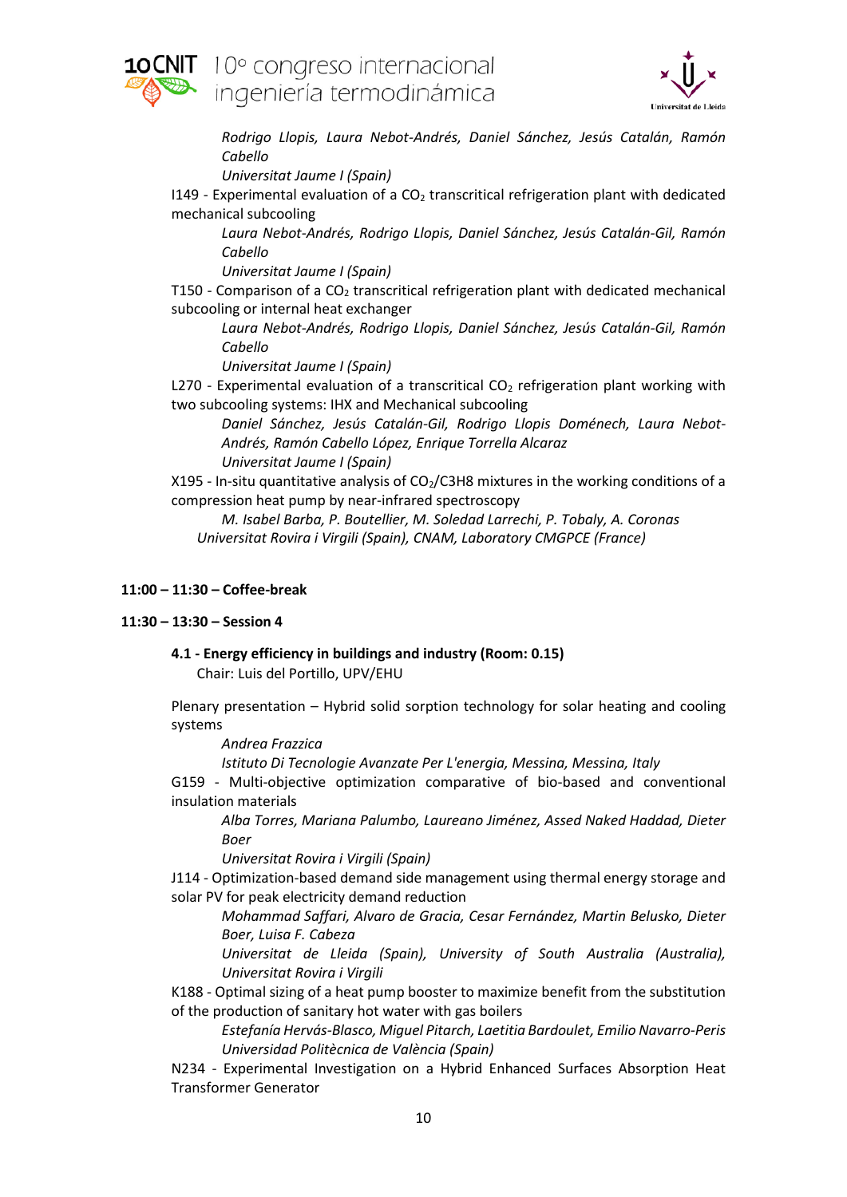*Rodrigo Llopis, Laura Nebot-Andrés, Daniel Sánchez, Jesús Catalán, Ramón Cabello*

*Universitat Jaume I (Spain)*

I149 - Experimental evaluation of a $CO_2$ transcritical refrigeration plant with dedicated mechanical subcooling

*Laura Nebot-Andrés, Rodrigo Llopis, Daniel Sánchez, Jesús Catalán-Gil, Ramón Cabello*

*Universitat Jaume I (Spain)*

T150 - Comparison of a $CO_2$ transcritical refrigeration plant with dedicated mechanical subcooling or internal heat exchanger

*Laura Nebot-Andrés, Rodrigo Llopis, Daniel Sánchez, Jesús Catalán-Gil, Ramón Cabello*

*Universitat Jaume I (Spain)*

L270 - Experimental evaluation of a transcritical $CO_2$ refrigeration plant working with two subcooling systems: IHX and Mechanical subcooling

*Daniel Sánchez, Jesús Catalán-Gil, Rodrigo Llopis Doménech, Laura Nebot-Andrés, Ramón Cabello López, Enrique Torrella Alcaraz*

*Universitat Jaume I (Spain)*

X195 - In-situ quantitative analysis of $CO_2$/C3H8 mixtures in the working conditions of a compression heat pump by near-infrared spectroscopy

*M. Isabel Barba, P. Boutellier, M. Soledad Larrechi, P. Tobaly, A. Coronas*

*Universitat Rovira i Virgili (Spain), CNAM, Laboratory CMGPCE (France)*

**11:00 – 11:30 – Coffee-break**

**11:30 – 13:30 – Session 4**

**4.1 - Energy efficiency in buildings and industry (Room: 0.15)**

Chair: Luis del Portillo, UPV/EHU

Plenary presentation – Hybrid solid sorption technology for solar heating and cooling systems

*Andrea Frazzica*

*Istituto Di Tecnologie Avanzate Per L'energia, Messina, Messina, Italy*

G159 - Multi-objective optimization comparative of bio-based and conventional insulation materials

*Alba Torres, Mariana Palumbo, Laureano Jiménez, Assed Naked Haddad, Dieter Boer*

*Universitat Rovira i Virgili (Spain)*

J114 - Optimization-based demand side management using thermal energy storage and solar PV for peak electricity demand reduction

*Mohammad Saffari, Alvaro de Gracia, Cesar Fernández, Martin Belusko, Dieter Boer, Luisa F. Cabeza*

*Universitat de Lleida (Spain), University of South Australia (Australia), Universitat Rovira i Virgili*

K188 - Optimal sizing of a heat pump booster to maximize benefit from the substitution of the production of sanitary hot water with gas boilers

*Estefanía Hervás-Blasco, Miguel Pitarch, Laetitia Bardoulet, Emilio Navarro-Peris*

*Universidad Politècnica de València (Spain)*

N234 - Experimental Investigation on a Hybrid Enhanced Surfaces Absorption Heat Transformer Generator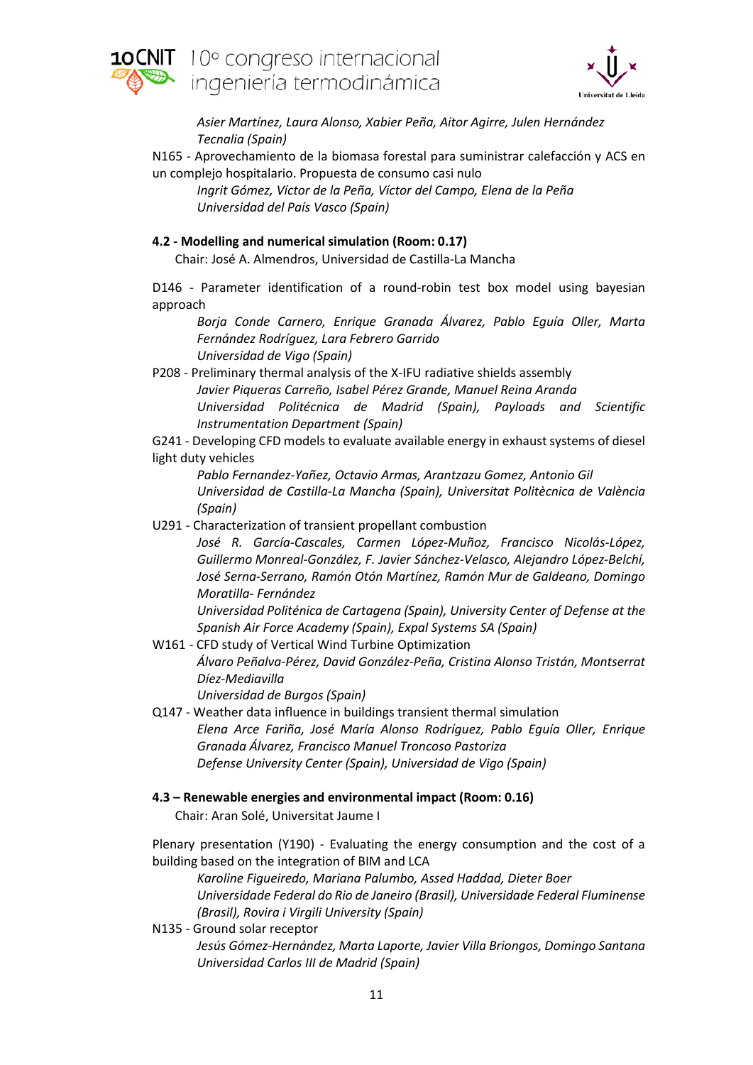*Asier Martínez, Laura Alonso, Xabier Peña, Aitor Agirre, Julen Hernández*
*Tecnalia (Spain)*

N165 - Aprovechamiento de la biomasa forestal para suministrar calefacción y ACS en un complejo hospitalario. Propuesta de consumo casi nulo

*Ingrit Gómez, Víctor de la Peña, Víctor del Campo, Elena de la Peña*
*Universidad del País Vasco (Spain)*

**4.2 - Modelling and numerical simulation (Room: 0.17)**

Chair: José A. Almendros, Universidad de Castilla-La Mancha

D146 - Parameter identification of a round-robin test box model using bayesian approach

*Borja Conde Carnero, Enrique Granada Álvarez, Pablo Eguía Oller, Marta Fernández Rodríguez, Lara Febrero Garrido*
*Universidad de Vigo (Spain)*

P208 - Preliminary thermal analysis of the X-IFU radiative shields assembly

*Javier Piqueras Carreño, Isabel Pérez Grande, Manuel Reina Aranda*
*Universidad Politécnica de Madrid (Spain), Payloads and Scientific Instrumentation Department (Spain)*

G241 - Developing CFD models to evaluate available energy in exhaust systems of diesel light duty vehicles

*Pablo Fernandez-Yañez, Octavio Armas, Arantzazu Gomez, Antonio Gil*
*Universidad de Castilla-La Mancha (Spain), Universitat Politècnica de València (Spain)*

U291 - Characterization of transient propellant combustion

*José R. García-Cascales, Carmen López-Muñoz, Francisco Nicolás-López, Guillermo Monreal-González, F. Javier Sánchez-Velasco, Alejandro López-Belchí, José Serna-Serrano, Ramón Otón Martínez, Ramón Mur de Galdeano, Domingo Moratilla- Fernández*
*Universidad Politénica de Cartagena (Spain), University Center of Defense at the Spanish Air Force Academy (Spain), Expal Systems SA (Spain)*

W161 - CFD study of Vertical Wind Turbine Optimization

*Álvaro Peñalva-Pérez, David González-Peña, Cristina Alonso Tristán, Montserrat Díez-Mediavilla*
*Universidad de Burgos (Spain)*

Q147 - Weather data influence in buildings transient thermal simulation

*Elena Arce Fariña, José María Alonso Rodríguez, Pablo Eguía Oller, Enrique Granada Álvarez, Francisco Manuel Troncoso Pastoriza*
*Defense University Center (Spain), Universidad de Vigo (Spain)*

**4.3 – Renewable energies and environmental impact (Room: 0.16)**

Chair: Aran Solé, Universitat Jaume I

Plenary presentation (Y190) - Evaluating the energy consumption and the cost of a building based on the integration of BIM and LCA

*Karoline Figueiredo, Mariana Palumbo, Assed Haddad, Dieter Boer*
*Universidade Federal do Rio de Janeiro (Brasil), Universidade Federal Fluminense (Brasil), Rovira i Virgili University (Spain)*

N135 - Ground solar receptor

*Jesús Gómez-Hernández, Marta Laporte, Javier Villa Briongos, Domingo Santana*
*Universidad Carlos III de Madrid (Spain)*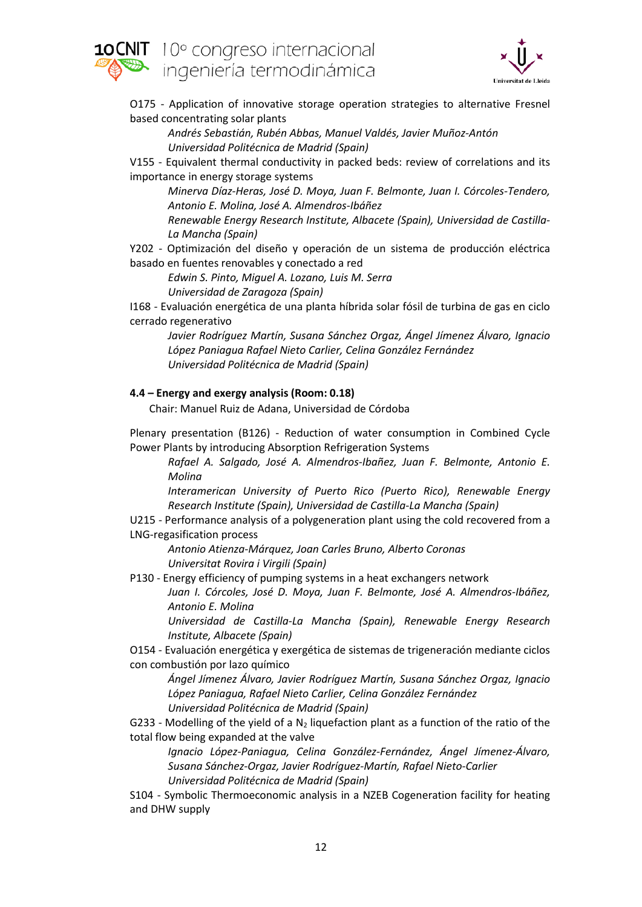O175 - Application of innovative storage operation strategies to alternative Fresnel based concentrating solar plants

*Andrés Sebastián, Rubén Abbas, Manuel Valdés, Javier Muñoz-Antón*
*Universidad Politécnica de Madrid (Spain)*

V155 - Equivalent thermal conductivity in packed beds: review of correlations and its importance in energy storage systems

*Minerva Díaz-Heras, José D. Moya, Juan F. Belmonte, Juan I. Córcoles-Tendero, Antonio E. Molina, José A. Almendros-Ibáñez*
*Renewable Energy Research Institute, Albacete (Spain), Universidad de Castilla-La Mancha (Spain)*

Y202 - Optimización del diseño y operación de un sistema de producción eléctrica basado en fuentes renovables y conectado a red

*Edwin S. Pinto, Miguel A. Lozano, Luis M. Serra*
*Universidad de Zaragoza (Spain)*

I168 - Evaluación energética de una planta híbrida solar fósil de turbina de gas en ciclo cerrado regenerativo

*Javier Rodríguez Martín, Susana Sánchez Orgaz, Ángel Jímenez Álvaro, Ignacio López Paniagua Rafael Nieto Carlier, Celina González Fernández*
*Universidad Politécnica de Madrid (Spain)*

**4.4 – Energy and exergy analysis (Room: 0.18)**

Chair: Manuel Ruiz de Adana, Universidad de Córdoba

Plenary presentation (B126) - Reduction of water consumption in Combined Cycle Power Plants by introducing Absorption Refrigeration Systems

*Rafael A. Salgado, José A. Almendros-Ibañez, Juan F. Belmonte, Antonio E. Molina*
*Interamerican University of Puerto Rico (Puerto Rico), Renewable Energy Research Institute (Spain), Universidad de Castilla-La Mancha (Spain)*

U215 - Performance analysis of a polygeneration plant using the cold recovered from a LNG-regasification process

*Antonio Atienza-Márquez, Joan Carles Bruno, Alberto Coronas*
*Universitat Rovira i Virgili (Spain)*

P130 - Energy efficiency of pumping systems in a heat exchangers network

*Juan I. Córcoles, José D. Moya, Juan F. Belmonte, José A. Almendros-Ibáñez, Antonio E. Molina*
*Universidad de Castilla-La Mancha (Spain), Renewable Energy Research Institute, Albacete (Spain)*

O154 - Evaluación energética y exergética de sistemas de trigeneración mediante ciclos con combustión por lazo químico

*Ángel Jímenez Álvaro, Javier Rodríguez Martín, Susana Sánchez Orgaz, Ignacio López Paniagua, Rafael Nieto Carlier, Celina González Fernández*
*Universidad Politécnica de Madrid (Spain)*

G233 - Modelling of the yield of a $N_2$ liquefaction plant as a function of the ratio of the total flow being expanded at the valve

*Ignacio López-Paniagua, Celina González-Fernández, Ángel Jímenez-Álvaro, Susana Sánchez-Orgaz, Javier Rodríguez-Martín, Rafael Nieto-Carlier*
*Universidad Politécnica de Madrid (Spain)*

S104 - Symbolic Thermoeconomic analysis in a NZEB Cogeneration facility for heating and DHW supply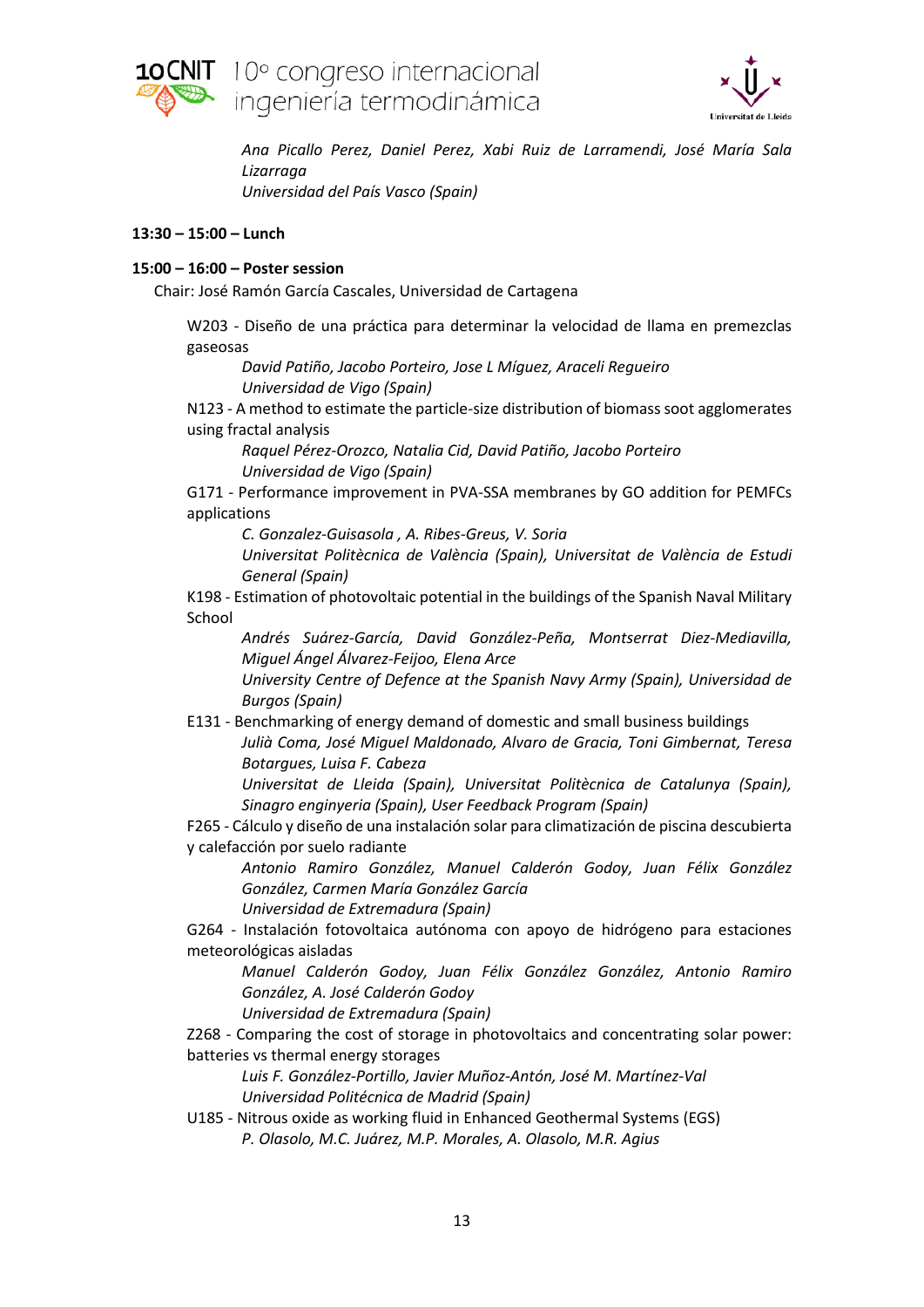*Ana Picallo Perez, Daniel Perez, Xabi Ruiz de Larramendi, José María Sala Lizarraga*
*Universidad del País Vasco (Spain)*

**13:30 – 15:00 – Lunch**

**15:00 – 16:00 – Poster session**

Chair: José Ramón García Cascales, Universidad de Cartagena

W203 - Diseño de una práctica para determinar la velocidad de llama en premezclas gaseosas
*David Patiño, Jacobo Porteiro, Jose L Míguez, Araceli Regueiro*
*Universidad de Vigo (Spain)*

N123 - A method to estimate the particle-size distribution of biomass soot agglomerates using fractal analysis
*Raquel Pérez-Orozco, Natalia Cid, David Patiño, Jacobo Porteiro*
*Universidad de Vigo (Spain)*

G171 - Performance improvement in PVA-SSA membranes by GO addition for PEMFCs applications
*C. Gonzalez-Guisasola , A. Ribes-Greus, V. Soria*
*Universitat Politècnica de València (Spain), Universitat de València de Estudi General (Spain)*

K198 - Estimation of photovoltaic potential in the buildings of the Spanish Naval Military School
*Andrés Suárez-García, David González-Peña, Montserrat Diez-Mediavilla, Miguel Ángel Álvarez-Feijoo, Elena Arce*
*University Centre of Defence at the Spanish Navy Army (Spain), Universidad de Burgos (Spain)*

E131 - Benchmarking of energy demand of domestic and small business buildings
*Julià Coma, José Miguel Maldonado, Alvaro de Gracia, Toni Gimbernat, Teresa Botargues, Luisa F. Cabeza*
*Universitat de Lleida (Spain), Universitat Politècnica de Catalunya (Spain), Sinagro enginyeria (Spain), User Feedback Program (Spain)*

F265 - Cálculo y diseño de una instalación solar para climatización de piscina descubierta y calefacción por suelo radiante
*Antonio Ramiro González, Manuel Calderón Godoy, Juan Félix González González, Carmen María González García*
*Universidad de Extremadura (Spain)*

G264 - Instalación fotovoltaica autónoma con apoyo de hidrógeno para estaciones meteorológicas aisladas
*Manuel Calderón Godoy, Juan Félix González González, Antonio Ramiro González, A. José Calderón Godoy*
*Universidad de Extremadura (Spain)*

Z268 - Comparing the cost of storage in photovoltaics and concentrating solar power: batteries vs thermal energy storages
*Luis F. González-Portillo, Javier Muñoz-Antón, José M. Martínez-Val*
*Universidad Politécnica de Madrid (Spain)*

U185 - Nitrous oxide as working fluid in Enhanced Geothermal Systems (EGS)
*P. Olasolo, M.C. Juárez, M.P. Morales, A. Olasolo, M.R. Agius*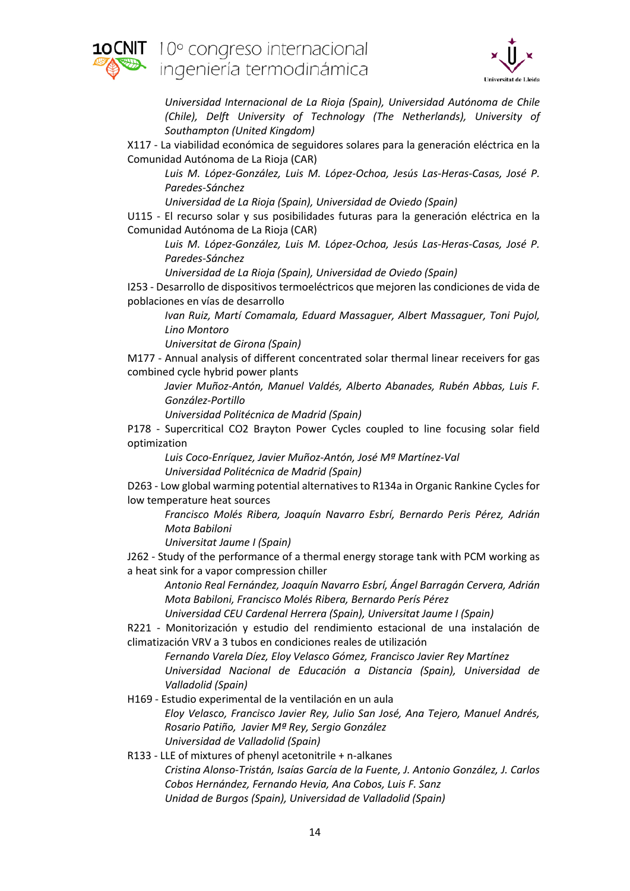*Universidad Internacional de La Rioja (Spain), Universidad Autónoma de Chile (Chile), Delft University of Technology (The Netherlands), University of Southampton (United Kingdom)*

X117 - La viabilidad económica de seguidores solares para la generación eléctrica en la Comunidad Autónoma de La Rioja (CAR)

*Luis M. López-González, Luis M. López-Ochoa, Jesús Las-Heras-Casas, José P. Paredes-Sánchez*

*Universidad de La Rioja (Spain), Universidad de Oviedo (Spain)*

U115 - El recurso solar y sus posibilidades futuras para la generación eléctrica en la Comunidad Autónoma de La Rioja (CAR)

*Luis M. López-González, Luis M. López-Ochoa, Jesús Las-Heras-Casas, José P. Paredes-Sánchez*

*Universidad de La Rioja (Spain), Universidad de Oviedo (Spain)*

I253 - Desarrollo de dispositivos termoeléctricos que mejoren las condiciones de vida de poblaciones en vías de desarrollo

*Ivan Ruiz, Martí Comamala, Eduard Massaguer, Albert Massaguer, Toni Pujol, Lino Montoro*

*Universitat de Girona (Spain)*

M177 - Annual analysis of different concentrated solar thermal linear receivers for gas combined cycle hybrid power plants

*Javier Muñoz-Antón, Manuel Valdés, Alberto Abanades, Rubén Abbas, Luis F. González-Portillo*

*Universidad Politécnica de Madrid (Spain)*

P178 - Supercritical CO2 Brayton Power Cycles coupled to line focusing solar field optimization

*Luis Coco-Enríquez, Javier Muñoz-Antón, José Mª Martínez-Val*

*Universidad Politécnica de Madrid (Spain)*

D263 - Low global warming potential alternatives to R134a in Organic Rankine Cycles for low temperature heat sources

*Francisco Molés Ribera, Joaquín Navarro Esbrí, Bernardo Peris Pérez, Adrián Mota Babiloni*

*Universitat Jaume I (Spain)*

J262 - Study of the performance of a thermal energy storage tank with PCM working as a heat sink for a vapor compression chiller

*Antonio Real Fernández, Joaquín Navarro Esbrí, Ángel Barragán Cervera, Adrián Mota Babiloni, Francisco Molés Ribera, Bernardo Perís Pérez*

*Universidad CEU Cardenal Herrera (Spain), Universitat Jaume I (Spain)*

R221 - Monitorización y estudio del rendimiento estacional de una instalación de climatización VRV a 3 tubos en condiciones reales de utilización

*Fernando Varela Díez, Eloy Velasco Gómez, Francisco Javier Rey Martínez*

*Universidad Nacional de Educación a Distancia (Spain), Universidad de Valladolid (Spain)*

H169 - Estudio experimental de la ventilación en un aula

*Eloy Velasco, Francisco Javier Rey, Julio San José, Ana Tejero, Manuel Andrés, Rosario Patiño, Javier Mª Rey, Sergio González*

*Universidad de Valladolid (Spain)*

R133 - LLE of mixtures of phenyl acetonitrile + n-alkanes

*Cristina Alonso-Tristán, Isaías García de la Fuente, J. Antonio González, J. Carlos Cobos Hernández, Fernando Hevia, Ana Cobos, Luis F. Sanz*

*Unidad de Burgos (Spain), Universidad de Valladolid (Spain)*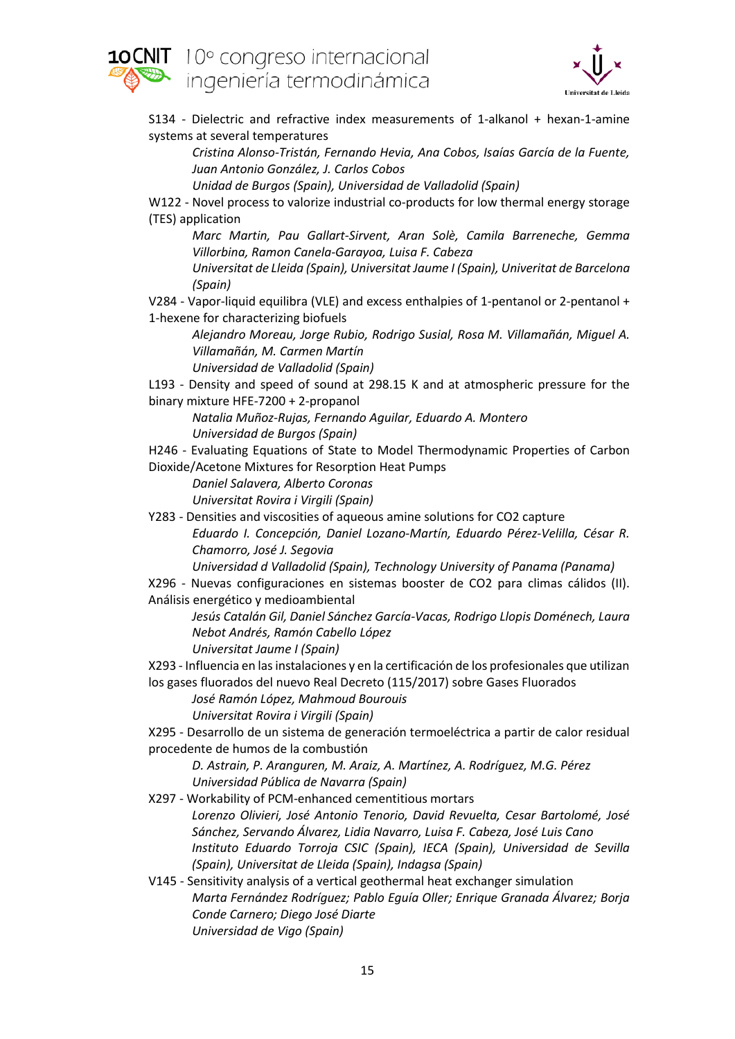S134 - Dielectric and refractive index measurements of 1-alkanol + hexan-1-amine systems at several temperatures

*Cristina Alonso-Tristán, Fernando Hevia, Ana Cobos, Isaías García de la Fuente, Juan Antonio González, J. Carlos Cobos*

*Unidad de Burgos (Spain), Universidad de Valladolid (Spain)*

W122 - Novel process to valorize industrial co-products for low thermal energy storage (TES) application

*Marc Martin, Pau Gallart-Sirvent, Aran Solè, Camila Barreneche, Gemma Villorbina, Ramon Canela-Garayoa, Luisa F. Cabeza*

*Universitat de Lleida (Spain), Universitat Jaume I (Spain), Univeritat de Barcelona (Spain)*

V284 - Vapor-liquid equilibra (VLE) and excess enthalpies of 1-pentanol or 2-pentanol + 1-hexene for characterizing biofuels

*Alejandro Moreau, Jorge Rubio, Rodrigo Susial, Rosa M. Villamañán, Miguel A. Villamañán, M. Carmen Martín*

*Universidad de Valladolid (Spain)*

L193 - Density and speed of sound at 298.15 K and at atmospheric pressure for the binary mixture HFE-7200 + 2-propanol

*Natalia Muñoz-Rujas, Fernando Aguilar, Eduardo A. Montero*

*Universidad de Burgos (Spain)*

H246 - Evaluating Equations of State to Model Thermodynamic Properties of Carbon Dioxide/Acetone Mixtures for Resorption Heat Pumps

*Daniel Salavera, Alberto Coronas*

*Universitat Rovira i Virgili (Spain)*

Y283 - Densities and viscosities of aqueous amine solutions for CO2 capture

*Eduardo I. Concepción, Daniel Lozano-Martín, Eduardo Pérez-Velilla, César R. Chamorro, José J. Segovia*

*Universidad d Valladolid (Spain), Technology University of Panama (Panama)*

X296 - Nuevas configuraciones en sistemas booster de CO2 para climas cálidos (II). Análisis energético y medioambiental

*Jesús Catalán Gil, Daniel Sánchez García-Vacas, Rodrigo Llopis Doménech, Laura Nebot Andrés, Ramón Cabello López*

*Universitat Jaume I (Spain)*

X293 - Influencia en las instalaciones y en la certificación de los profesionales que utilizan los gases fluorados del nuevo Real Decreto (115/2017) sobre Gases Fluorados

*José Ramón López, Mahmoud Bourouis*

*Universitat Rovira i Virgili (Spain)*

X295 - Desarrollo de un sistema de generación termoeléctrica a partir de calor residual procedente de humos de la combustión

*D. Astrain, P. Aranguren, M. Araiz, A. Martínez, A. Rodríguez, M.G. Pérez*

*Universidad Pública de Navarra (Spain)*

X297 - Workability of PCM-enhanced cementitious mortars

*Lorenzo Olivieri, José Antonio Tenorio, David Revuelta, Cesar Bartolomé, José Sánchez, Servando Álvarez, Lidia Navarro, Luisa F. Cabeza, José Luis Cano*

*Instituto Eduardo Torroja CSIC (Spain), IECA (Spain), Universidad de Sevilla (Spain), Universitat de Lleida (Spain), Indagsa (Spain)*

V145 - Sensitivity analysis of a vertical geothermal heat exchanger simulation

*Marta Fernández Rodríguez; Pablo Eguía Oller; Enrique Granada Álvarez; Borja Conde Carnero; Diego José Diarte*

*Universidad de Vigo (Spain)*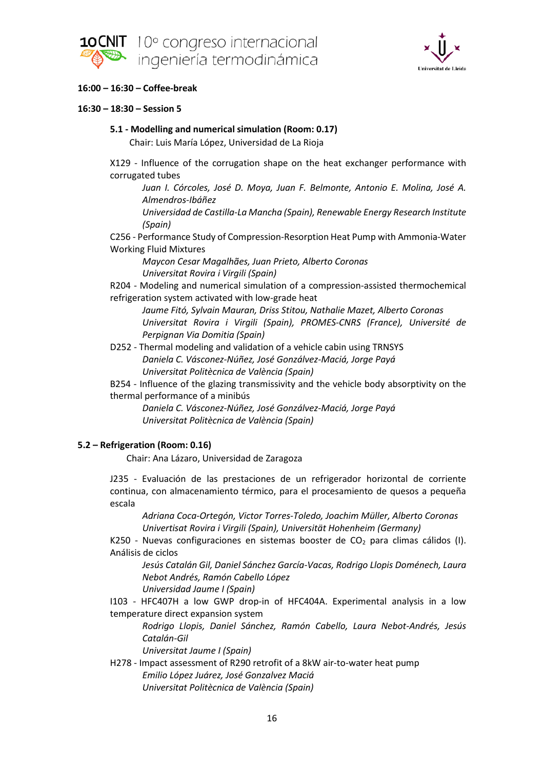**16:00 – 16:30 – Coffee-break**

**16:30 – 18:30 – Session 5**

**5.1 - Modelling and numerical simulation (Room: 0.17)**

Chair: Luis María López, Universidad de La Rioja

X129 - Influence of the corrugation shape on the heat exchanger performance with corrugated tubes

*Juan I. Córcoles, José D. Moya, Juan F. Belmonte, Antonio E. Molina, José A. Almendros-Ibáñez*

*Universidad de Castilla-La Mancha (Spain), Renewable Energy Research Institute (Spain)*

C256 - Performance Study of Compression-Resorption Heat Pump with Ammonia-Water Working Fluid Mixtures

*Maycon Cesar Magalhães, Juan Prieto, Alberto Coronas*

*Universitat Rovira i Virgili (Spain)*

R204 - Modeling and numerical simulation of a compression-assisted thermochemical refrigeration system activated with low-grade heat

*Jaume Fitó, Sylvain Mauran, Driss Stitou, Nathalie Mazet, Alberto Coronas*

*Universitat Rovira i Virgili (Spain), PROMES-CNRS (France), Université de Perpignan Via Domitia (Spain)*

D252 - Thermal modeling and validation of a vehicle cabin using TRNSYS

*Daniela C. Vásconez-Núñez, José Gonzálvez-Maciá, Jorge Payá*

*Universitat Politècnica de València (Spain)*

B254 - Influence of the glazing transmissivity and the vehicle body absorptivity on the thermal performance of a minibús

*Daniela C. Vásconez-Núñez, José Gonzálvez-Maciá, Jorge Payá*

*Universitat Politècnica de València (Spain)*

**5.2 – Refrigeration (Room: 0.16)**

Chair: Ana Lázaro, Universidad de Zaragoza

J235 - Evaluación de las prestaciones de un refrigerador horizontal de corriente continua, con almacenamiento térmico, para el procesamiento de quesos a pequeña escala

*Adriana Coca-Ortegón, Victor Torres-Toledo, Joachim Müller, Alberto Coronas*

*Univertisat Rovira i Virgili (Spain), Universität Hohenheim (Germany)*

K250 - Nuevas configuraciones en sistemas booster de $CO_2$ para climas cálidos (I). Análisis de ciclos

*Jesús Catalán Gil, Daniel Sánchez García-Vacas, Rodrigo Llopis Doménech, Laura Nebot Andrés, Ramón Cabello López*

*Universidad Jaume I (Spain)*

I103 - HFC407H a low GWP drop-in of HFC404A. Experimental analysis in a low temperature direct expansion system

*Rodrigo Llopis, Daniel Sánchez, Ramón Cabello, Laura Nebot-Andrés, Jesús Catalán-Gil*

*Universitat Jaume I (Spain)*

H278 - Impact assessment of R290 retrofit of a 8kW air-to-water heat pump

*Emilio López Juárez, José Gonzalvez Maciá*

*Universitat Politècnica de València (Spain)*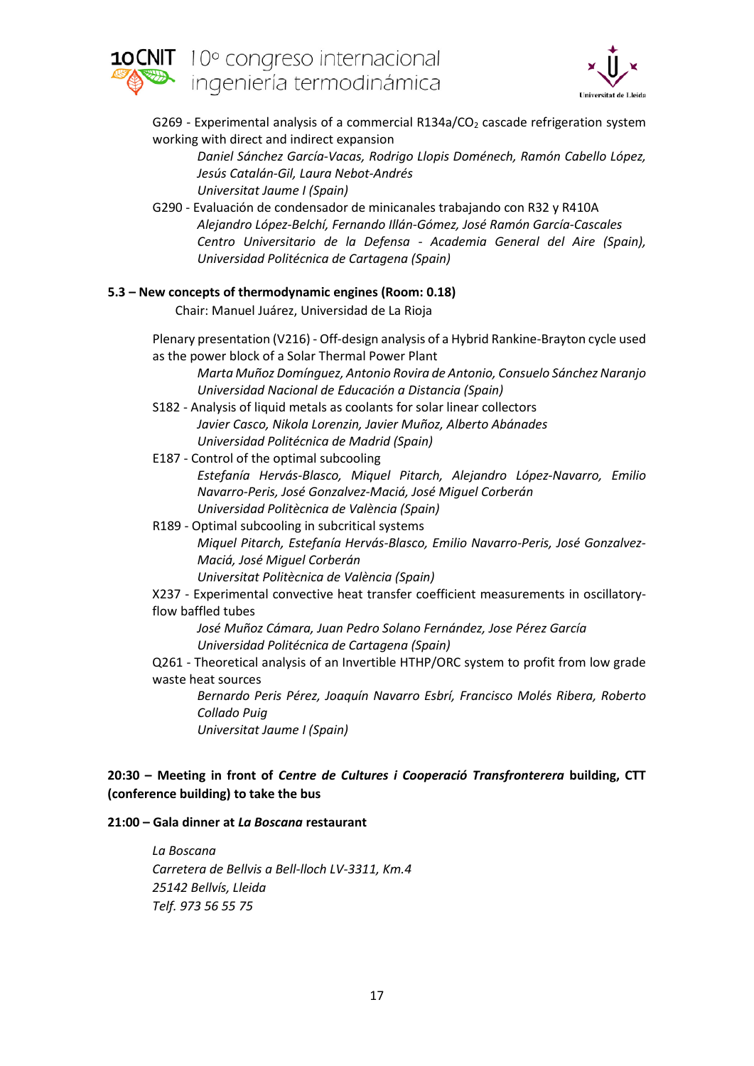G269 - Experimental analysis of a commercial R134a/$CO_2$ cascade refrigeration system working with direct and indirect expansion

*Daniel Sánchez García-Vacas, Rodrigo Llopis Doménech, Ramón Cabello López, Jesús Catalán-Gil, Laura Nebot-Andrés*
*Universitat Jaume I (Spain)*

G290 - Evaluación de condensador de minicanales trabajando con R32 y R410A

*Alejandro López-Belchí, Fernando Illán-Gómez, José Ramón García-Cascales*
*Centro Universitario de la Defensa - Academia General del Aire (Spain), Universidad Politécnica de Cartagena (Spain)*

**5.3 – New concepts of thermodynamic engines (Room: 0.18)**

Chair: Manuel Juárez, Universidad de La Rioja

Plenary presentation (V216) - Off-design analysis of a Hybrid Rankine-Brayton cycle used as the power block of a Solar Thermal Power Plant

*Marta Muñoz Domínguez, Antonio Rovira de Antonio, Consuelo Sánchez Naranjo*
*Universidad Nacional de Educación a Distancia (Spain)*

S182 - Analysis of liquid metals as coolants for solar linear collectors

*Javier Casco, Nikola Lorenzin, Javier Muñoz, Alberto Abánades*
*Universidad Politécnica de Madrid (Spain)*

E187 - Control of the optimal subcooling

*Estefanía Hervás-Blasco, Miquel Pitarch, Alejandro López-Navarro, Emilio Navarro-Peris, José Gonzalvez-Maciá, José Miguel Corberán*
*Universidad Politècnica de València (Spain)*

R189 - Optimal subcooling in subcritical systems

*Miquel Pitarch, Estefanía Hervás-Blasco, Emilio Navarro-Peris, José Gonzalvez-Maciá, José Miguel Corberán*
*Universitat Politècnica de València (Spain)*

X237 - Experimental convective heat transfer coefficient measurements in oscillatory-flow baffled tubes

*José Muñoz Cámara, Juan Pedro Solano Fernández, Jose Pérez García*
*Universidad Politécnica de Cartagena (Spain)*

Q261 - Theoretical analysis of an Invertible HTHP/ORC system to profit from low grade waste heat sources

*Bernardo Peris Pérez, Joaquín Navarro Esbrí, Francisco Molés Ribera, Roberto Collado Puig*
*Universitat Jaume I (Spain)*

**20:30 – Meeting in front of *Centre de Cultures i Cooperació Transfronterera* building, CTT (conference building) to take the bus**

**21:00 – Gala dinner at *La Boscana* restaurant**

*La Boscana*
*Carretera de Bellvis a Bell-lloch LV-3311, Km.4*
*25142 Bellvís, Lleida*
*Telf. 973 56 55 75*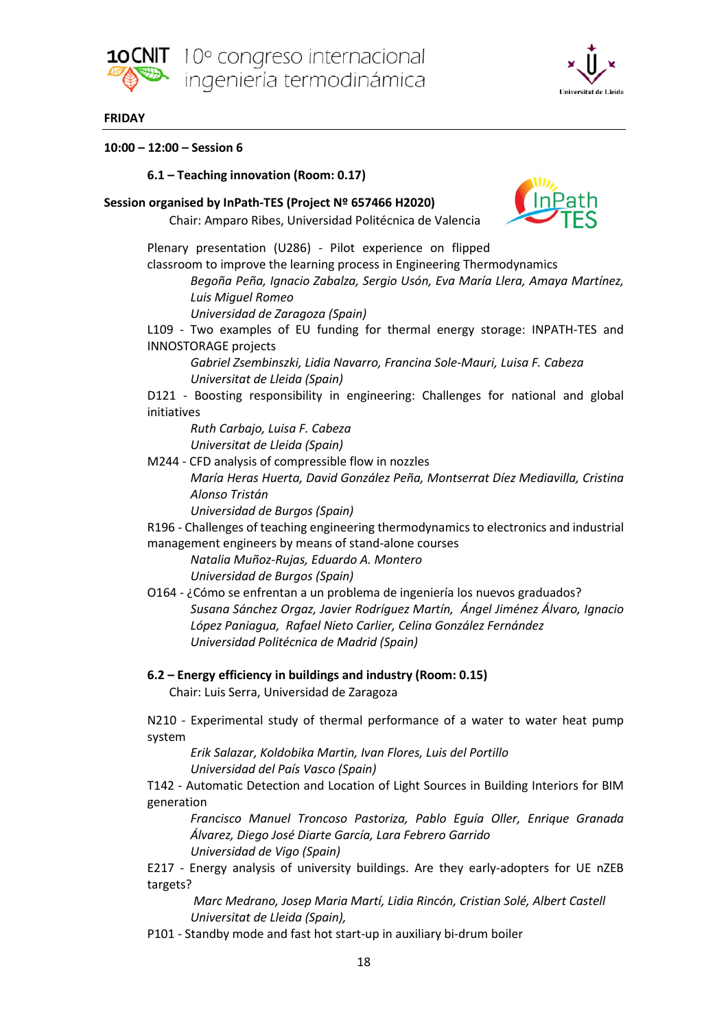## FRIDAY

### 10:00 – 12:00 – Session 6

#### 6.1 – Teaching innovation (Room: 0.17)

**Session organised by InPath-TES (Project Nº 657466 H2020)**

Chair: Amparo Ribes, Universidad Politécnica de Valencia

Plenary presentation (U286) - Pilot experience on flipped classroom to improve the learning process in Engineering Thermodynamics

*Begoña Peña, Ignacio Zabalza, Sergio Usón, Eva María Llera, Amaya Martínez, Luis Miguel Romeo*
*Universidad de Zaragoza (Spain)*

L109 - Two examples of EU funding for thermal energy storage: INPATH-TES and INNOSTORAGE projects

*Gabriel Zsembinszki, Lidia Navarro, Francina Sole-Mauri, Luisa F. Cabeza*
*Universitat de Lleida (Spain)*

D121 - Boosting responsibility in engineering: Challenges for national and global initiatives

*Ruth Carbajo, Luisa F. Cabeza*
*Universitat de Lleida (Spain)*

M244 - CFD analysis of compressible flow in nozzles

*María Heras Huerta, David González Peña, Montserrat Díez Mediavilla, Cristina Alonso Tristán*
*Universidad de Burgos (Spain)*

R196 - Challenges of teaching engineering thermodynamics to electronics and industrial management engineers by means of stand-alone courses

*Natalia Muñoz-Rujas, Eduardo A. Montero*
*Universidad de Burgos (Spain)*

O164 - ¿Cómo se enfrentan a un problema de ingeniería los nuevos graduados?

*Susana Sánchez Orgaz, Javier Rodríguez Martín, Ángel Jiménez Álvaro, Ignacio López Paniagua, Rafael Nieto Carlier, Celina González Fernández*
*Universidad Politécnica de Madrid (Spain)*

#### 6.2 – Energy efficiency in buildings and industry (Room: 0.15)

Chair: Luis Serra, Universidad de Zaragoza

N210 - Experimental study of thermal performance of a water to water heat pump system

*Erik Salazar, Koldobika Martin, Ivan Flores, Luis del Portillo*
*Universidad del País Vasco (Spain)*

T142 - Automatic Detection and Location of Light Sources in Building Interiors for BIM generation

*Francisco Manuel Troncoso Pastoriza, Pablo Eguía Oller, Enrique Granada Álvarez, Diego José Diarte García, Lara Febrero Garrido*
*Universidad de Vigo (Spain)*

E217 - Energy analysis of university buildings. Are they early-adopters for UE nZEB targets?

*Marc Medrano, Josep Maria Martí, Lidia Rincón, Cristian Solé, Albert Castell*
*Universitat de Lleida (Spain),*

P101 - Standby mode and fast hot start-up in auxiliary bi-drum boiler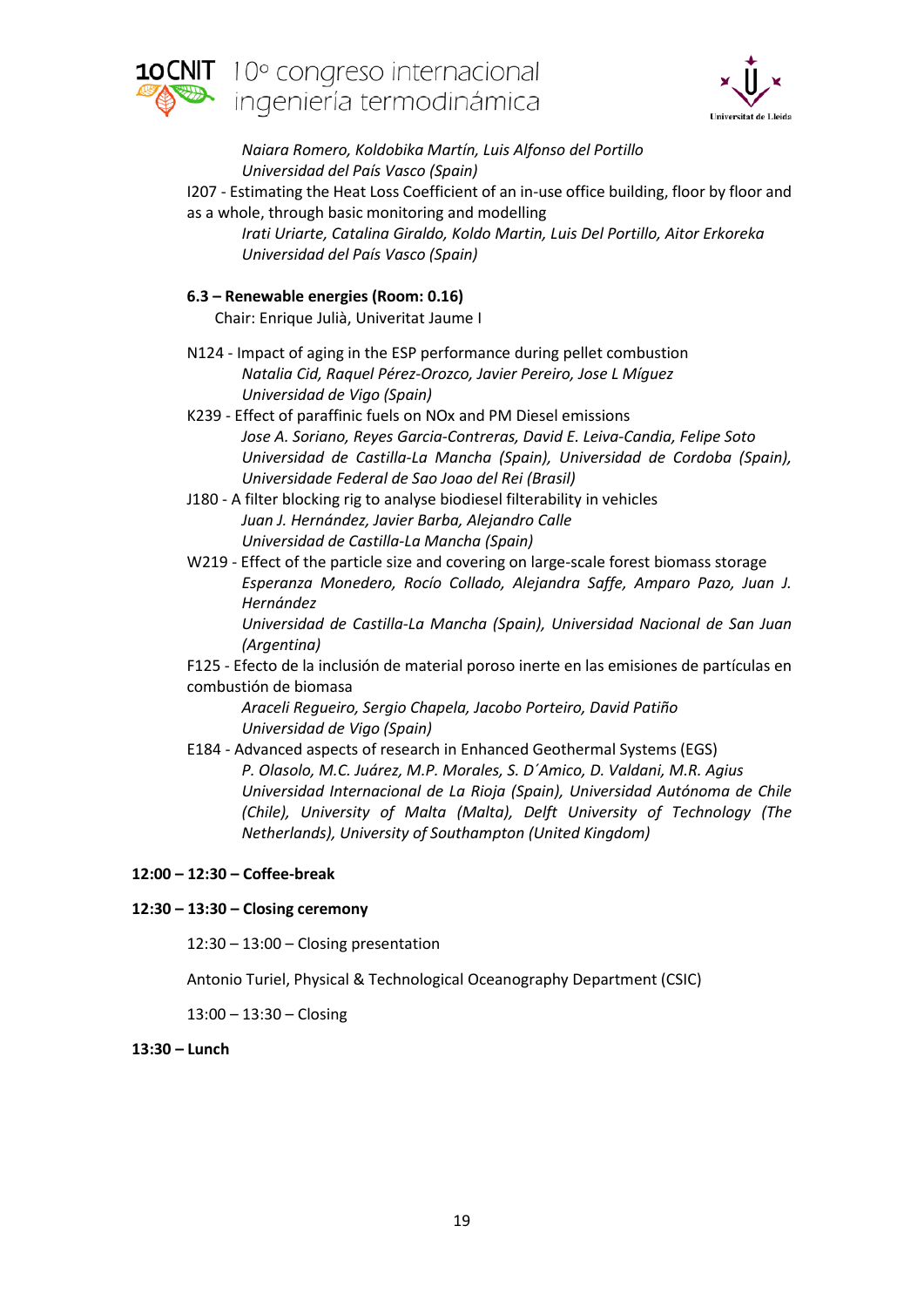*Naiara Romero, Koldobika Martín, Luis Alfonso del Portillo*
*Universidad del País Vasco (Spain)*

I207 - Estimating the Heat Loss Coefficient of an in-use office building, floor by floor and as a whole, through basic monitoring and modelling

*Irati Uriarte, Catalina Giraldo, Koldo Martin, Luis Del Portillo, Aitor Erkoreka*
*Universidad del País Vasco (Spain)*

**6.3 – Renewable energies (Room: 0.16)**

Chair: Enrique Julià, Univeritat Jaume I

N124 - Impact of aging in the ESP performance during pellet combustion

*Natalia Cid, Raquel Pérez-Orozco, Javier Pereiro, Jose L Míguez*
*Universidad de Vigo (Spain)*

K239 - Effect of paraffinic fuels on NOx and PM Diesel emissions

*Jose A. Soriano, Reyes Garcia-Contreras, David E. Leiva-Candia, Felipe Soto*
*Universidad de Castilla-La Mancha (Spain), Universidad de Cordoba (Spain), Universidade Federal de Sao Joao del Rei (Brasil)*

J180 - A filter blocking rig to analyse biodiesel filterability in vehicles

*Juan J. Hernández, Javier Barba, Alejandro Calle*
*Universidad de Castilla-La Mancha (Spain)*

W219 - Effect of the particle size and covering on large-scale forest biomass storage

*Esperanza Monedero, Rocío Collado, Alejandra Saffe, Amparo Pazo, Juan J. Hernández*
*Universidad de Castilla-La Mancha (Spain), Universidad Nacional de San Juan (Argentina)*

F125 - Efecto de la inclusión de material poroso inerte en las emisiones de partículas en combustión de biomasa

*Araceli Regueiro, Sergio Chapela, Jacobo Porteiro, David Patiño*
*Universidad de Vigo (Spain)*

E184 - Advanced aspects of research in Enhanced Geothermal Systems (EGS)

*P. Olasolo, M.C. Juárez, M.P. Morales, S. D´Amico, D. Valdani, M.R. Agius*
*Universidad Internacional de La Rioja (Spain), Universidad Autónoma de Chile (Chile), University of Malta (Malta), Delft University of Technology (The Netherlands), University of Southampton (United Kingdom)*

**12:00 – 12:30 – Coffee-break**

**12:30 – 13:30 – Closing ceremony**

12:30 – 13:00 – Closing presentation

Antonio Turiel, Physical & Technological Oceanography Department (CSIC)

13:00 – 13:30 – Closing

**13:30 – Lunch**